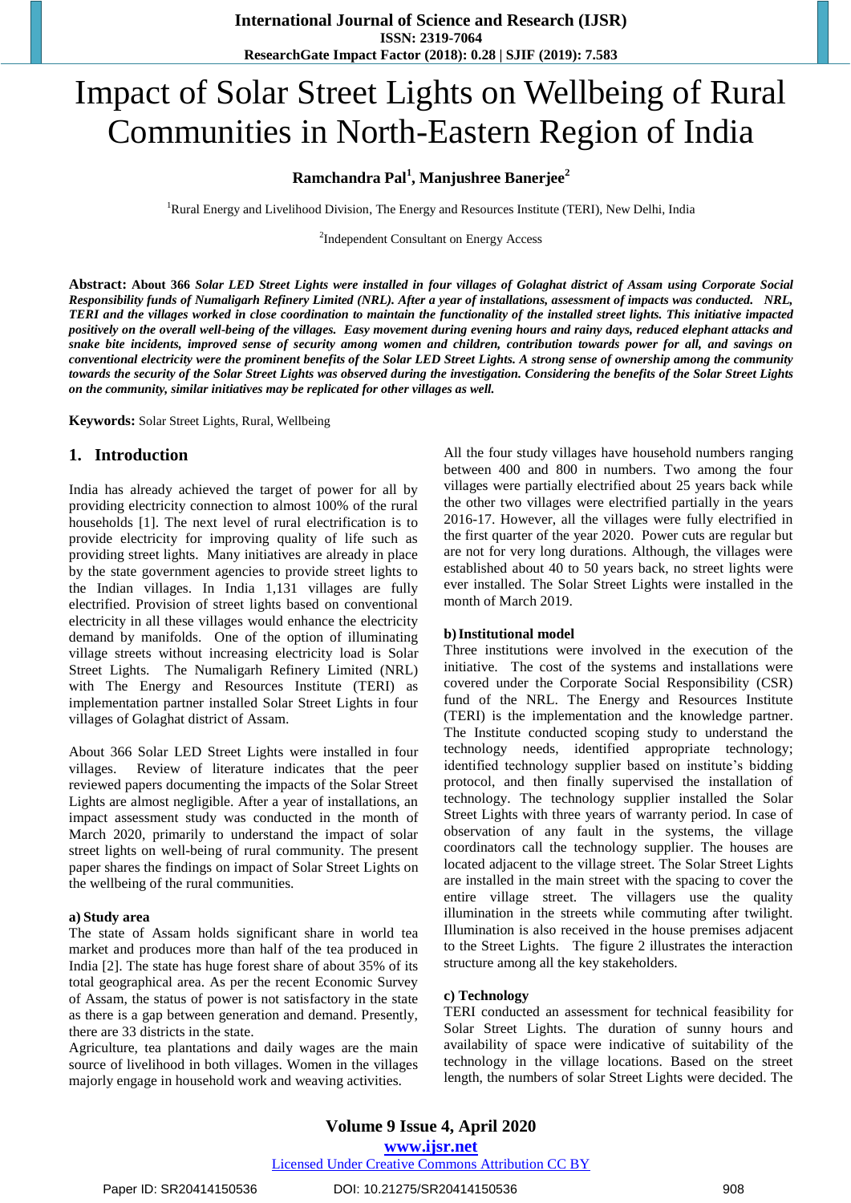# Impact of Solar Street Lights on Wellbeing of Rural Communities in North-Eastern Region of India

**Ramchandra Pal[1], Manjushree Banerjee[2]**

[1]Rural Energy and Livelihood Division, The Energy and Resources Institute (TERI), New Delhi, India

[2]Independent Consultant on Energy Access

**Abstract:** **About 366** ***Solar LED Street Lights were installed in four villages of Golaghat district of Assam using Corporate Social Responsibility funds of Numaligarh Refinery Limited (NRL). After a year of installations, assessment of impacts was conducted. NRL, TERI and the villages worked in close coordination to maintain the functionality of the installed street lights. This initiative impacted positively on the overall well-being of the villages. Easy movement during evening hours and rainy days, reduced elephant attacks and snake bite incidents, improved sense of security among women and children, contribution towards power for all, and savings on conventional electricity were the prominent benefits of the Solar LED Street Lights. A strong sense of ownership among the community towards the security of the Solar Street Lights was observed during the investigation. Considering the benefits of the Solar Street Lights on the community, similar initiatives may be replicated for other villages as well.***

**Keywords:** Solar Street Lights, Rural, Wellbeing

## 1. Introduction

India has already achieved the target of power for all by providing electricity connection to almost 100% of the rural households [1]. The next level of rural electrification is to provide electricity for improving quality of life such as providing street lights. Many initiatives are already in place by the state government agencies to provide street lights to the Indian villages. In India 1,131 villages are fully electrified. Provision of street lights based on conventional electricity in all these villages would enhance the electricity demand by manifolds. One of the option of illuminating village streets without increasing electricity load is Solar Street Lights. The Numaligarh Refinery Limited (NRL) with The Energy and Resources Institute (TERI) as implementation partner installed Solar Street Lights in four villages of Golaghat district of Assam.

About 366 Solar LED Street Lights were installed in four villages. Review of literature indicates that the peer reviewed papers documenting the impacts of the Solar Street Lights are almost negligible. After a year of installations, an impact assessment study was conducted in the month of March 2020, primarily to understand the impact of solar street lights on well-being of rural community. The present paper shares the findings on impact of Solar Street Lights on the wellbeing of the rural communities.

### a) Study area

The state of Assam holds significant share in world tea market and produces more than half of the tea produced in India [2]. The state has huge forest share of about 35% of its total geographical area. As per the recent Economic Survey of Assam, the status of power is not satisfactory in the state as there is a gap between generation and demand. Presently, there are 33 districts in the state.

Agriculture, tea plantations and daily wages are the main source of livelihood in both villages. Women in the villages majorly engage in household work and weaving activities.

All the four study villages have household numbers ranging between 400 and 800 in numbers. Two among the four villages were partially electrified about 25 years back while the other two villages were electrified partially in the years 2016-17. However, all the villages were fully electrified in the first quarter of the year 2020. Power cuts are regular but are not for very long durations. Although, the villages were established about 40 to 50 years back, no street lights were ever installed. The Solar Street Lights were installed in the month of March 2019.

### b) Institutional model

Three institutions were involved in the execution of the initiative. The cost of the systems and installations were covered under the Corporate Social Responsibility (CSR) fund of the NRL. The Energy and Resources Institute (TERI) is the implementation and the knowledge partner. The Institute conducted scoping study to understand the technology needs, identified appropriate technology; identified technology supplier based on institute's bidding protocol, and then finally supervised the installation of technology. The technology supplier installed the Solar Street Lights with three years of warranty period. In case of observation of any fault in the systems, the village coordinators call the technology supplier. The houses are located adjacent to the village street. The Solar Street Lights are installed in the main street with the spacing to cover the entire village street. The villagers use the quality illumination in the streets while commuting after twilight. Illumination is also received in the house premises adjacent to the Street Lights. The figure 2 illustrates the interaction structure among all the key stakeholders.

### c) Technology

TERI conducted an assessment for technical feasibility for Solar Street Lights. The duration of sunny hours and availability of space were indicative of suitability of the technology in the village locations. Based on the street length, the numbers of solar Street Lights were decided. The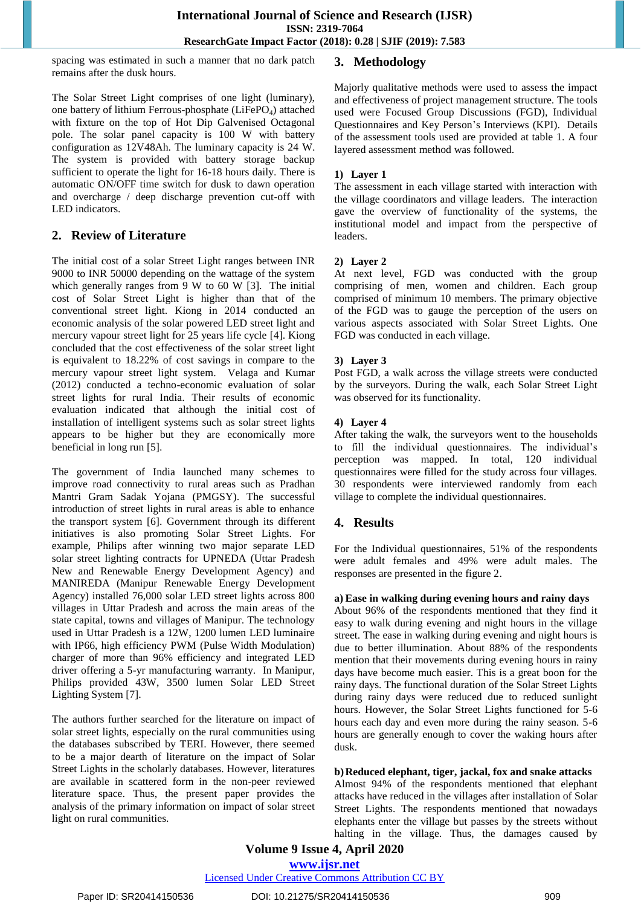spacing was estimated in such a manner that no dark patch remains after the dusk hours.

The Solar Street Light comprises of one light (luminary), one battery of lithium Ferrous-phosphate ($LiFePO_4$) attached with fixture on the top of Hot Dip Galvenised Octagonal pole. The solar panel capacity is 100 W with battery configuration as 12V48Ah. The luminary capacity is 24 W. The system is provided with battery storage backup sufficient to operate the light for 16-18 hours daily. There is automatic ON/OFF time switch for dusk to dawn operation and overcharge / deep discharge prevention cut-off with LED indicators.

## 2. Review of Literature

The initial cost of a solar Street Light ranges between INR 9000 to INR 50000 depending on the wattage of the system which generally ranges from 9 W to 60 W [3]. The initial cost of Solar Street Light is higher than that of the conventional street light. Kiong in 2014 conducted an economic analysis of the solar powered LED street light and mercury vapour street light for 25 years life cycle [4]. Kiong concluded that the cost effectiveness of the solar street light is equivalent to 18.22% of cost savings in compare to the mercury vapour street light system. Velaga and Kumar (2012) conducted a techno-economic evaluation of solar street lights for rural India. Their results of economic evaluation indicated that although the initial cost of installation of intelligent systems such as solar street lights appears to be higher but they are economically more beneficial in long run [5].

The government of India launched many schemes to improve road connectivity to rural areas such as Pradhan Mantri Gram Sadak Yojana (PMGSY). The successful introduction of street lights in rural areas is able to enhance the transport system [6]. Government through its different initiatives is also promoting Solar Street Lights. For example, Philips after winning two major separate LED solar street lighting contracts for UPNEDA (Uttar Pradesh New and Renewable Energy Development Agency) and MANIREDA (Manipur Renewable Energy Development Agency) installed 76,000 solar LED street lights across 800 villages in Uttar Pradesh and across the main areas of the state capital, towns and villages of Manipur. The technology used in Uttar Pradesh is a 12W, 1200 lumen LED luminaire with IP66, high efficiency PWM (Pulse Width Modulation) charger of more than 96% efficiency and integrated LED driver offering a 5-yr manufacturing warranty. In Manipur, Philips provided 43W, 3500 lumen Solar LED Street Lighting System [7].

The authors further searched for the literature on impact of solar street lights, especially on the rural communities using the databases subscribed by TERI. However, there seemed to be a major dearth of literature on the impact of Solar Street Lights in the scholarly databases. However, literatures are available in scattered form in the non-peer reviewed literature space. Thus, the present paper provides the analysis of the primary information on impact of solar street light on rural communities.

## 3. Methodology

Majorly qualitative methods were used to assess the impact and effectiveness of project management structure. The tools used were Focused Group Discussions (FGD), Individual Questionnaires and Key Person's Interviews (KPI). Details of the assessment tools used are provided at table 1. A four layered assessment method was followed.

**1) Layer 1**

The assessment in each village started with interaction with the village coordinators and village leaders. The interaction gave the overview of functionality of the systems, the institutional model and impact from the perspective of leaders.

**2) Layer 2**

At next level, FGD was conducted with the group comprising of men, women and children. Each group comprised of minimum 10 members. The primary objective of the FGD was to gauge the perception of the users on various aspects associated with Solar Street Lights. One FGD was conducted in each village.

**3) Layer 3**

Post FGD, a walk across the village streets were conducted by the surveyors. During the walk, each Solar Street Light was observed for its functionality.

**4) Layer 4**

After taking the walk, the surveyors went to the households to fill the individual questionnaires. The individual's perception was mapped. In total, 120 individual questionnaires were filled for the study across four villages. 30 respondents were interviewed randomly from each village to complete the individual questionnaires.

## 4. Results

For the Individual questionnaires, 51% of the respondents were adult females and 49% were adult males. The responses are presented in the figure 2.

**a) Ease in walking during evening hours and rainy days**

About 96% of the respondents mentioned that they find it easy to walk during evening and night hours in the village street. The ease in walking during evening and night hours is due to better illumination. About 88% of the respondents mention that their movements during evening hours in rainy days have become much easier. This is a great boon for the rainy days. The functional duration of the Solar Street Lights during rainy days were reduced due to reduced sunlight hours. However, the Solar Street Lights functioned for 5-6 hours each day and even more during the rainy season. 5-6 hours are generally enough to cover the waking hours after dusk.

**b) Reduced elephant, tiger, jackal, fox and snake attacks**

Almost 94% of the respondents mentioned that elephant attacks have reduced in the villages after installation of Solar Street Lights. The respondents mentioned that nowadays elephants enter the village but passes by the streets without halting in the village. Thus, the damages caused by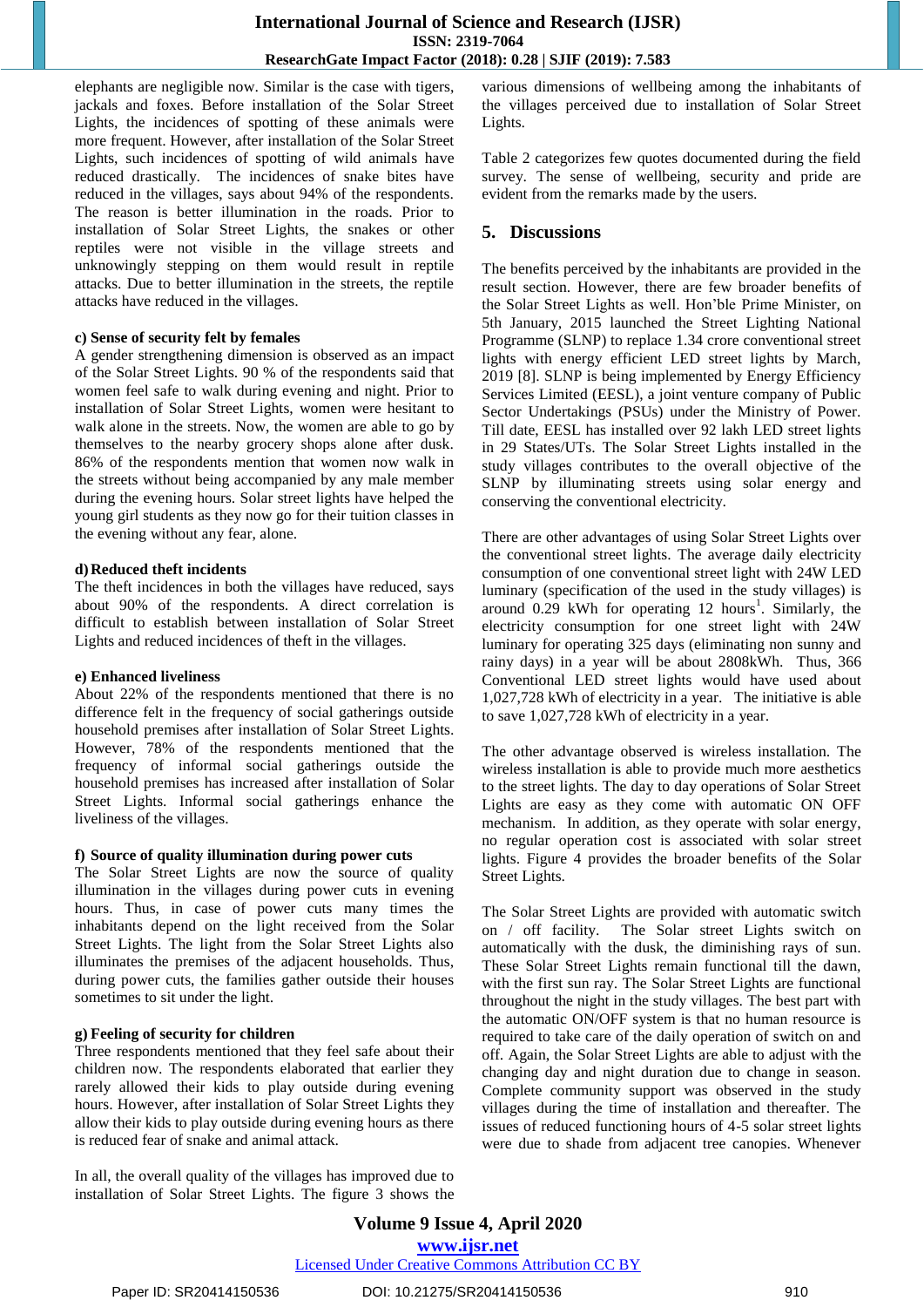elephants are negligible now. Similar is the case with tigers, jackals and foxes. Before installation of the Solar Street Lights, the incidences of spotting of these animals were more frequent. However, after installation of the Solar Street Lights, such incidences of spotting of wild animals have reduced drastically. The incidences of snake bites have reduced in the villages, says about 94% of the respondents. The reason is better illumination in the roads. Prior to installation of Solar Street Lights, the snakes or other reptiles were not visible in the village streets and unknowingly stepping on them would result in reptile attacks. Due to better illumination in the streets, the reptile attacks have reduced in the villages.

**c) Sense of security felt by females**

A gender strengthening dimension is observed as an impact of the Solar Street Lights. 90 % of the respondents said that women feel safe to walk during evening and night. Prior to installation of Solar Street Lights, women were hesitant to walk alone in the streets. Now, the women are able to go by themselves to the nearby grocery shops alone after dusk. 86% of the respondents mention that women now walk in the streets without being accompanied by any male member during the evening hours. Solar street lights have helped the young girl students as they now go for their tuition classes in the evening without any fear, alone.

**d) Reduced theft incidents**

The theft incidences in both the villages have reduced, says about 90% of the respondents. A direct correlation is difficult to establish between installation of Solar Street Lights and reduced incidences of theft in the villages.

**e) Enhanced liveliness**

About 22% of the respondents mentioned that there is no difference felt in the frequency of social gatherings outside household premises after installation of Solar Street Lights. However, 78% of the respondents mentioned that the frequency of informal social gatherings outside the household premises has increased after installation of Solar Street Lights. Informal social gatherings enhance the liveliness of the villages.

**f) Source of quality illumination during power cuts**

The Solar Street Lights are now the source of quality illumination in the villages during power cuts in evening hours. Thus, in case of power cuts many times the inhabitants depend on the light received from the Solar Street Lights. The light from the Solar Street Lights also illuminates the premises of the adjacent households. Thus, during power cuts, the families gather outside their houses sometimes to sit under the light.

**g) Feeling of security for children**

Three respondents mentioned that they feel safe about their children now. The respondents elaborated that earlier they rarely allowed their kids to play outside during evening hours. However, after installation of Solar Street Lights they allow their kids to play outside during evening hours as there is reduced fear of snake and animal attack.

In all, the overall quality of the villages has improved due to installation of Solar Street Lights. The figure 3 shows the various dimensions of wellbeing among the inhabitants of the villages perceived due to installation of Solar Street Lights.

Table 2 categorizes few quotes documented during the field survey. The sense of wellbeing, security and pride are evident from the remarks made by the users.

## 5. Discussions

The benefits perceived by the inhabitants are provided in the result section. However, there are few broader benefits of the Solar Street Lights as well. Hon'ble Prime Minister, on 5th January, 2015 launched the Street Lighting National Programme (SLNP) to replace 1.34 crore conventional street lights with energy efficient LED street lights by March, 2019 [8]. SLNP is being implemented by Energy Efficiency Services Limited (EESL), a joint venture company of Public Sector Undertakings (PSUs) under the Ministry of Power. Till date, EESL has installed over 92 lakh LED street lights in 29 States/UTs. The Solar Street Lights installed in the study villages contributes to the overall objective of the SLNP by illuminating streets using solar energy and conserving the conventional electricity.

There are other advantages of using Solar Street Lights over the conventional street lights. The average daily electricity consumption of one conventional street light with 24W LED luminary (specification of the used in the study villages) is around 0.29 kWh for operating 12 hours[1]. Similarly, the electricity consumption for one street light with 24W luminary for operating 325 days (eliminating non sunny and rainy days) in a year will be about 2808kWh. Thus, 366 Conventional LED street lights would have used about 1,027,728 kWh of electricity in a year. The initiative is able to save 1,027,728 kWh of electricity in a year.

The other advantage observed is wireless installation. The wireless installation is able to provide much more aesthetics to the street lights. The day to day operations of Solar Street Lights are easy as they come with automatic ON OFF mechanism. In addition, as they operate with solar energy, no regular operation cost is associated with solar street lights. Figure 4 provides the broader benefits of the Solar Street Lights.

The Solar Street Lights are provided with automatic switch on / off facility. The Solar street Lights switch on automatically with the dusk, the diminishing rays of sun. These Solar Street Lights remain functional till the dawn, with the first sun ray. The Solar Street Lights are functional throughout the night in the study villages. The best part with the automatic ON/OFF system is that no human resource is required to take care of the daily operation of switch on and off. Again, the Solar Street Lights are able to adjust with the changing day and night duration due to change in season. Complete community support was observed in the study villages during the time of installation and thereafter. The issues of reduced functioning hours of 4-5 solar street lights were due to shade from adjacent tree canopies. Whenever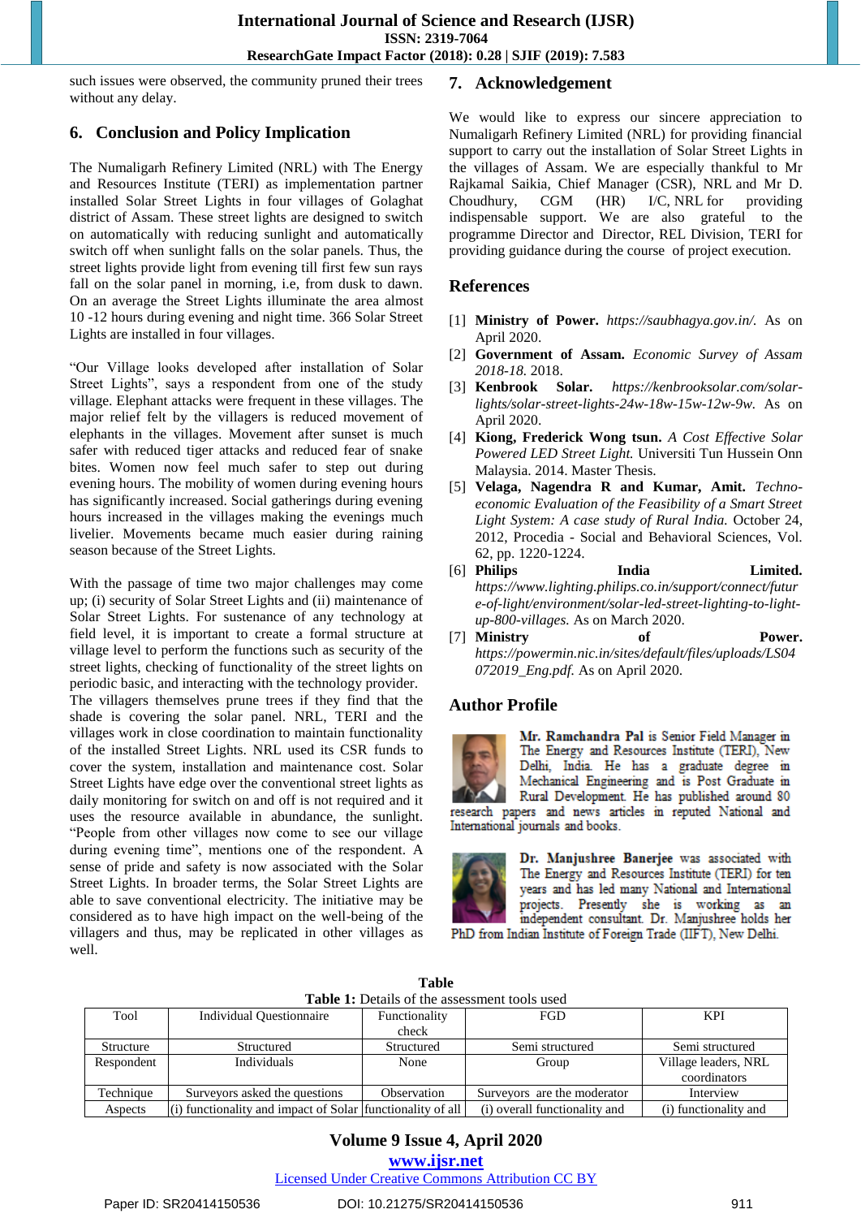such issues were observed, the community pruned their trees without any delay.

## 6. Conclusion and Policy Implication

The Numaligarh Refinery Limited (NRL) with The Energy and Resources Institute (TERI) as implementation partner installed Solar Street Lights in four villages of Golaghat district of Assam. These street lights are designed to switch on automatically with reducing sunlight and automatically switch off when sunlight falls on the solar panels. Thus, the street lights provide light from evening till first few sun rays fall on the solar panel in morning, i.e, from dusk to dawn. On an average the Street Lights illuminate the area almost 10 -12 hours during evening and night time. 366 Solar Street Lights are installed in four villages.

"Our Village looks developed after installation of Solar Street Lights", says a respondent from one of the study village. Elephant attacks were frequent in these villages. The major relief felt by the villagers is reduced movement of elephants in the villages. Movement after sunset is much safer with reduced tiger attacks and reduced fear of snake bites. Women now feel much safer to step out during evening hours. The mobility of women during evening hours has significantly increased. Social gatherings during evening hours increased in the villages making the evenings much livelier. Movements became much easier during raining season because of the Street Lights.

With the passage of time two major challenges may come up; (i) security of Solar Street Lights and (ii) maintenance of Solar Street Lights. For sustenance of any technology at field level, it is important to create a formal structure at village level to perform the functions such as security of the street lights, checking of functionality of the street lights on periodic basic, and interacting with the technology provider. The villagers themselves prune trees if they find that the shade is covering the solar panel. NRL, TERI and the villages work in close coordination to maintain functionality of the installed Street Lights. NRL used its CSR funds to cover the system, installation and maintenance cost. Solar Street Lights have edge over the conventional street lights as daily monitoring for switch on and off is not required and it uses the resource available in abundance, the sunlight. "People from other villages now come to see our village during evening time", mentions one of the respondent. A sense of pride and safety is now associated with the Solar Street Lights. In broader terms, the Solar Street Lights are able to save conventional electricity. The initiative may be considered as to have high impact on the well-being of the villagers and thus, may be replicated in other villages as well.

## 7. Acknowledgement

We would like to express our sincere appreciation to Numaligarh Refinery Limited (NRL) for providing financial support to carry out the installation of Solar Street Lights in the villages of Assam. We are especially thankful to Mr Rajkamal Saikia, Chief Manager (CSR), NRL and Mr D. Choudhury, CGM (HR) I/C, NRL for providing indispensable support. We are also grateful to the programme Director and Director, REL Division, TERI for providing guidance during the course of project execution.

## References

[1] **Ministry of Power.** *https://saubhagya.gov.in/.* As on April 2020.

[2] **Government of Assam.** *Economic Survey of Assam 2018-18.* 2018.

[3] **Kenbrook Solar.** *https://kenbrooksolar.com/solar-lights/solar-street-lights-24w-18w-15w-12w-9w.* As on April 2020.

[4] **Kiong, Frederick Wong tsun.** *A Cost Effective Solar Powered LED Street Light.* Universiti Tun Hussein Onn Malaysia. 2014. Master Thesis.

[5] **Velaga, Nagendra R and Kumar, Amit.** *Techno-economic Evaluation of the Feasibility of a Smart Street Light System: A case study of Rural India.* October 24, 2012, Procedia - Social and Behavioral Sciences, Vol. 62, pp. 1220-1224.

[6] **Philips India Limited.** *https://www.lighting.philips.co.in/support/connect/future-of-light/environment/solar-led-street-lighting-to-light-up-800-villages.* As on March 2020.

[7] **Ministry of Power.** *https://powermin.nic.in/sites/default/files/uploads/LS04072019_Eng.pdf.* As on April 2020.

## Author Profile

**Mr. Ramchandra Pal** is Senior Field Manager in The Energy and Resources Institute (TERI), New Delhi, India. He has a graduate degree in Mechanical Engineering and is Post Graduate in Rural Development. He has published around 80 research papers and news articles in reputed National and International journals and books.

**Dr. Manjushree Banerjee** was associated with The Energy and Resources Institute (TERI) for ten years and has led many National and International projects. Presently she is working as an independent consultant. Dr. Manjushree holds her PhD from Indian Institute of Foreign Trade (IIFT), New Delhi.

**Table**

**Table 1:** Details of the assessment tools used

| Tool | Individual Questionnaire | Functionality check | FGD | KPI |
|---|---|---|---|---|
| Structure | Structured | Structured | Semi structured | Semi structured |
| Respondent | Individuals | None | Group | Village leaders, NRL coordinators |
| Technique | Surveyors asked the questions | Observation | Surveyors are the moderator | Interview |
| Aspects | (i) functionality and impact of Solar | functionality of all | (i) overall functionality and | (i) functionality and |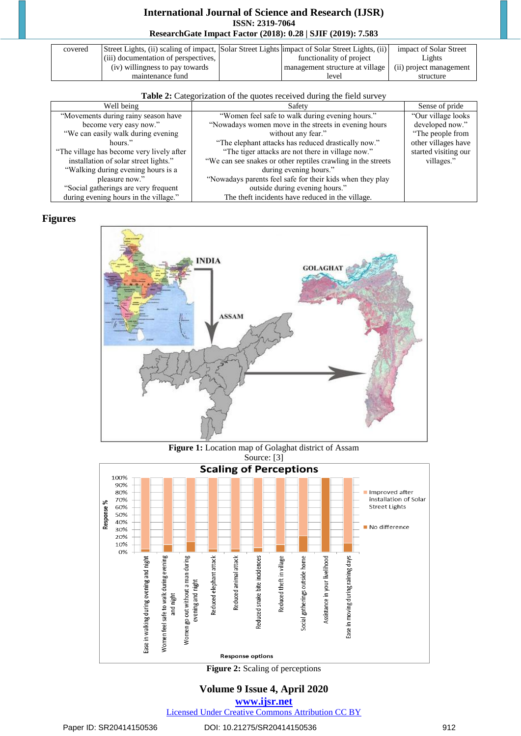| covered | Street Lights, (ii) scaling of impact, (iii) documentation of perspectives, (iv) willingness to pay towards maintenance fund | Solar Street Lights | impact of Solar Street Lights, (ii) functionality of project management structure at village level | impact of Solar Street Lights (ii) project management structure |
|---|---|---|---|---|

**Table 2:** Categorization of the quotes received during the field survey

| Well being | Safety | Sense of pride |
|---|---|---|
| "Movements during rainy season have become very easy now." "We can easily walk during evening hours." "The village has become very lively after installation of solar street lights." "Walking during evening hours is a pleasure now." "Social gatherings are very frequent during evening hours in the village." | "Women feel safe to walk during evening hours." "Nowadays women move in the streets in evening hours without any fear." "The elephant attacks has reduced drastically now." "The tiger attacks are not there in village now." "We can see snakes or other reptiles crawling in the streets during evening hours." "Nowadays parents feel safe for their kids when they play outside during evening hours." The theft incidents have reduced in the village. | "Our village looks developed now." "The people from other villages have started visiting our villages." |

## Figures

**Figure 1:** Location map of Golaghat district of Assam
Source: [3]

**Figure 2:** Scaling of perceptions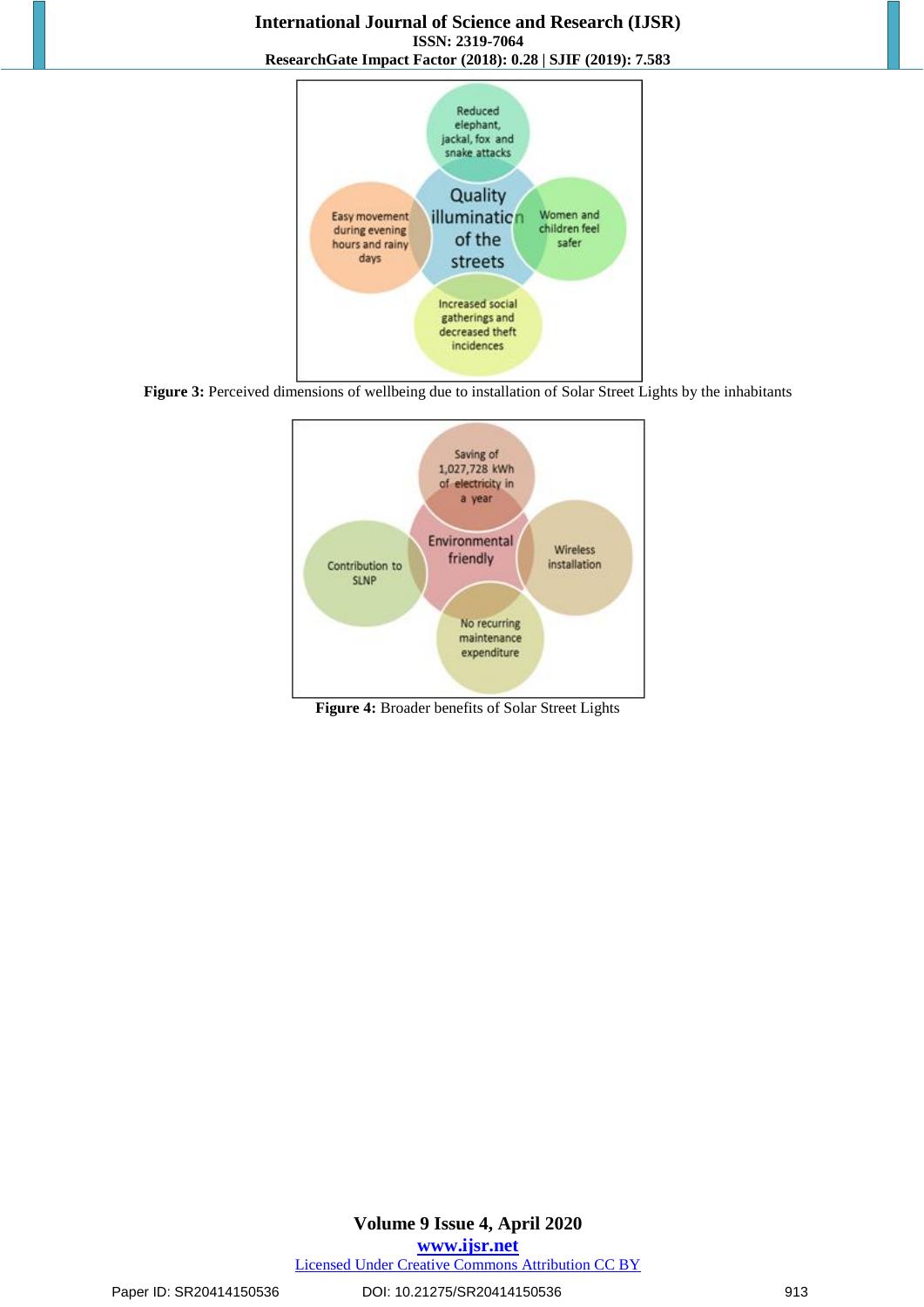Quality illumination of the streets

Reduced elephant, jackal, fox and snake attacks

Women and children feel safer

Increased social gatherings and decreased theft incidences

Easy movement during evening hours and rainy days

**Figure 3:** Perceived dimensions of wellbeing due to installation of Solar Street Lights by the inhabitants

Environmental friendly

Saving of 1,027,728 kWh of electricity in a year

Wireless installation

No recurring maintenance expenditure

Contribution to SLNP

**Figure 4:** Broader benefits of Solar Street Lights